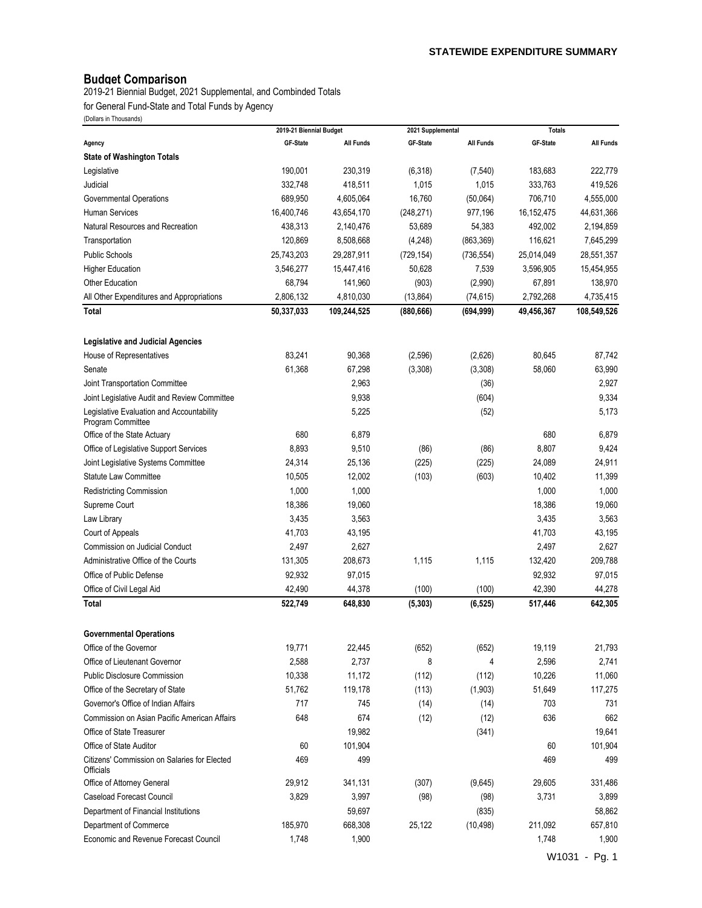## Budget Comparison

2019-21 Biennial Budget, 2021 Supplemental, and Combinded Totals

for General Fund-State and Total Funds by Agency

(Dollars in Thousands)

| Agency | 2019-21 Biennial Budget | | 2021 Supplemental | | Totals | |
|---|---|---|---|---|---|---|
| | GF-State | All Funds | GF-State | All Funds | GF-State | All Funds |
| **State of Washington Totals** | | | | | | |
| Legislative | 190,001 | 230,319 | (6,318) | (7,540) | 183,683 | 222,779 |
| Judicial | 332,748 | 418,511 | 1,015 | 1,015 | 333,763 | 419,526 |
| Governmental Operations | 689,950 | 4,605,064 | 16,760 | (50,064) | 706,710 | 4,555,000 |
| Human Services | 16,400,746 | 43,654,170 | (248,271) | 977,196 | 16,152,475 | 44,631,366 |
| Natural Resources and Recreation | 438,313 | 2,140,476 | 53,689 | 54,383 | 492,002 | 2,194,859 |
| Transportation | 120,869 | 8,508,668 | (4,248) | (863,369) | 116,621 | 7,645,299 |
| Public Schools | 25,743,203 | 29,287,911 | (729,154) | (736,554) | 25,014,049 | 28,551,357 |
| Higher Education | 3,546,277 | 15,447,416 | 50,628 | 7,539 | 3,596,905 | 15,454,955 |
| Other Education | 68,794 | 141,960 | (903) | (2,990) | 67,891 | 138,970 |
| All Other Expenditures and Appropriations | 2,806,132 | 4,810,030 | (13,864) | (74,615) | 2,792,268 | 4,735,415 |
| **Total** | **50,337,033** | **109,244,525** | **(880,666)** | **(694,999)** | **49,456,367** | **108,549,526** |
| | | | | | | |
| **Legislative and Judicial Agencies** | | | | | | |
| House of Representatives | 83,241 | 90,368 | (2,596) | (2,626) | 80,645 | 87,742 |
| Senate | 61,368 | 67,298 | (3,308) | (3,308) | 58,060 | 63,990 |
| Joint Transportation Committee | | 2,963 | | (36) | | 2,927 |
| Joint Legislative Audit and Review Committee | | 9,938 | | (604) | | 9,334 |
| Legislative Evaluation and Accountability Program Committee | | 5,225 | | (52) | | 5,173 |
| Office of the State Actuary | 680 | 6,879 | | | 680 | 6,879 |
| Office of Legislative Support Services | 8,893 | 9,510 | (86) | (86) | 8,807 | 9,424 |
| Joint Legislative Systems Committee | 24,314 | 25,136 | (225) | (225) | 24,089 | 24,911 |
| Statute Law Committee | 10,505 | 12,002 | (103) | (603) | 10,402 | 11,399 |
| Redistricting Commission | 1,000 | 1,000 | | | 1,000 | 1,000 |
| Supreme Court | 18,386 | 19,060 | | | 18,386 | 19,060 |
| Law Library | 3,435 | 3,563 | | | 3,435 | 3,563 |
| Court of Appeals | 41,703 | 43,195 | | | 41,703 | 43,195 |
| Commission on Judicial Conduct | 2,497 | 2,627 | | | 2,497 | 2,627 |
| Administrative Office of the Courts | 131,305 | 208,673 | 1,115 | 1,115 | 132,420 | 209,788 |
| Office of Public Defense | 92,932 | 97,015 | | | 92,932 | 97,015 |
| Office of Civil Legal Aid | 42,490 | 44,378 | (100) | (100) | 42,390 | 44,278 |
| **Total** | **522,749** | **648,830** | **(5,303)** | **(6,525)** | **517,446** | **642,305** |
| | | | | | | |
| **Governmental Operations** | | | | | | |
| Office of the Governor | 19,771 | 22,445 | (652) | (652) | 19,119 | 21,793 |
| Office of Lieutenant Governor | 2,588 | 2,737 | 8 | 4 | 2,596 | 2,741 |
| Public Disclosure Commission | 10,338 | 11,172 | (112) | (112) | 10,226 | 11,060 |
| Office of the Secretary of State | 51,762 | 119,178 | (113) | (1,903) | 51,649 | 117,275 |
| Governor's Office of Indian Affairs | 717 | 745 | (14) | (14) | 703 | 731 |
| Commission on Asian Pacific American Affairs | 648 | 674 | (12) | (12) | 636 | 662 |
| Office of State Treasurer | | 19,982 | | (341) | | 19,641 |
| Office of State Auditor | 60 | 101,904 | | | 60 | 101,904 |
| Citizens' Commission on Salaries for Elected Officials | 469 | 499 | | | 469 | 499 |
| Office of Attorney General | 29,912 | 341,131 | (307) | (9,645) | 29,605 | 331,486 |
| Caseload Forecast Council | 3,829 | 3,997 | (98) | (98) | 3,731 | 3,899 |
| Department of Financial Institutions | | 59,697 | | (835) | | 58,862 |
| Department of Commerce | 185,970 | 668,308 | 25,122 | (10,498) | 211,092 | 657,810 |
| Economic and Revenue Forecast Council | 1,748 | 1,900 | | | 1,748 | 1,900 |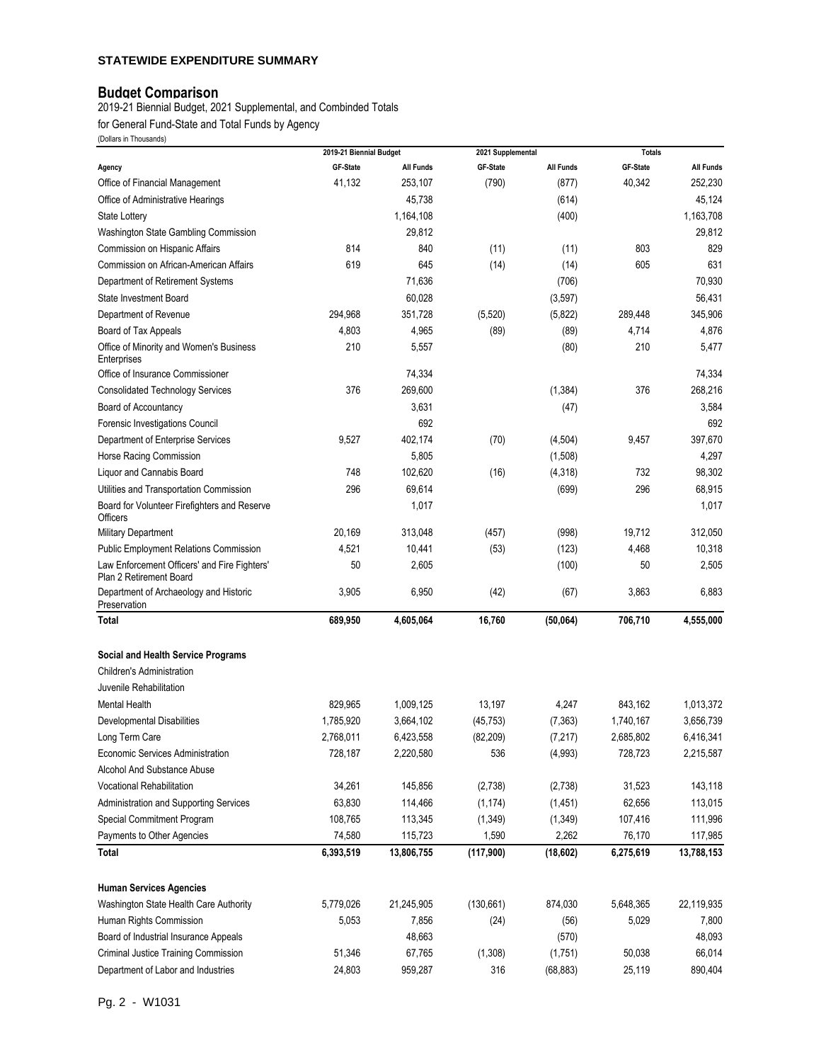**STATEWIDE EXPENDITURE SUMMARY**

## Budget Comparison

2019-21 Biennial Budget, 2021 Supplemental, and Combinded Totals

for General Fund-State and Total Funds by Agency

(Dollars in Thousands)

| | 2019-21 Biennial Budget | | 2021 Supplemental | | Totals | |
|---|---|---|---|---|---|---|
| **Agency** | **GF-State** | **All Funds** | **GF-State** | **All Funds** | **GF-State** | **All Funds** |
| Office of Financial Management | 41,132 | 253,107 | (790) | (877) | 40,342 | 252,230 |
| Office of Administrative Hearings | | 45,738 | | (614) | | 45,124 |
| State Lottery | | 1,164,108 | | (400) | | 1,163,708 |
| Washington State Gambling Commission | | 29,812 | | | | 29,812 |
| Commission on Hispanic Affairs | 814 | 840 | (11) | (11) | 803 | 829 |
| Commission on African-American Affairs | 619 | 645 | (14) | (14) | 605 | 631 |
| Department of Retirement Systems | | 71,636 | | (706) | | 70,930 |
| State Investment Board | | 60,028 | | (3,597) | | 56,431 |
| Department of Revenue | 294,968 | 351,728 | (5,520) | (5,822) | 289,448 | 345,906 |
| Board of Tax Appeals | 4,803 | 4,965 | (89) | (89) | 4,714 | 4,876 |
| Office of Minority and Women's Business Enterprises | 210 | 5,557 | | (80) | 210 | 5,477 |
| Office of Insurance Commissioner | | 74,334 | | | | 74,334 |
| Consolidated Technology Services | 376 | 269,600 | | (1,384) | 376 | 268,216 |
| Board of Accountancy | | 3,631 | | (47) | | 3,584 |
| Forensic Investigations Council | | 692 | | | | 692 |
| Department of Enterprise Services | 9,527 | 402,174 | (70) | (4,504) | 9,457 | 397,670 |
| Horse Racing Commission | | 5,805 | | (1,508) | | 4,297 |
| Liquor and Cannabis Board | 748 | 102,620 | (16) | (4,318) | 732 | 98,302 |
| Utilities and Transportation Commission | 296 | 69,614 | | (699) | 296 | 68,915 |
| Board for Volunteer Firefighters and Reserve Officers | | 1,017 | | | | 1,017 |
| Military Department | 20,169 | 313,048 | (457) | (998) | 19,712 | 312,050 |
| Public Employment Relations Commission | 4,521 | 10,441 | (53) | (123) | 4,468 | 10,318 |
| Law Enforcement Officers' and Fire Fighters' Plan 2 Retirement Board | 50 | 2,605 | | (100) | 50 | 2,505 |
| Department of Archaeology and Historic Preservation | 3,905 | 6,950 | (42) | (67) | 3,863 | 6,883 |
| **Total** | **689,950** | **4,605,064** | **16,760** | **(50,064)** | **706,710** | **4,555,000** |
| | | | | | | |
| **Social and Health Service Programs** | | | | | | |
| Children's Administration | | | | | | |
| Juvenile Rehabilitation | | | | | | |
| Mental Health | 829,965 | 1,009,125 | 13,197 | 4,247 | 843,162 | 1,013,372 |
| Developmental Disabilities | 1,785,920 | 3,664,102 | (45,753) | (7,363) | 1,740,167 | 3,656,739 |
| Long Term Care | 2,768,011 | 6,423,558 | (82,209) | (7,217) | 2,685,802 | 6,416,341 |
| Economic Services Administration | 728,187 | 2,220,580 | 536 | (4,993) | 728,723 | 2,215,587 |
| Alcohol And Substance Abuse | | | | | | |
| Vocational Rehabilitation | 34,261 | 145,856 | (2,738) | (2,738) | 31,523 | 143,118 |
| Administration and Supporting Services | 63,830 | 114,466 | (1,174) | (1,451) | 62,656 | 113,015 |
| Special Commitment Program | 108,765 | 113,345 | (1,349) | (1,349) | 107,416 | 111,996 |
| Payments to Other Agencies | 74,580 | 115,723 | 1,590 | 2,262 | 76,170 | 117,985 |
| **Total** | **6,393,519** | **13,806,755** | **(117,900)** | **(18,602)** | **6,275,619** | **13,788,153** |
| | | | | | | |
| **Human Services Agencies** | | | | | | |
| Washington State Health Care Authority | 5,779,026 | 21,245,905 | (130,661) | 874,030 | 5,648,365 | 22,119,935 |
| Human Rights Commission | 5,053 | 7,856 | (24) | (56) | 5,029 | 7,800 |
| Board of Industrial Insurance Appeals | | 48,663 | | (570) | | 48,093 |
| Criminal Justice Training Commission | 51,346 | 67,765 | (1,308) | (1,751) | 50,038 | 66,014 |
| Department of Labor and Industries | 24,803 | 959,287 | 316 | (68,883) | 25,119 | 890,404 |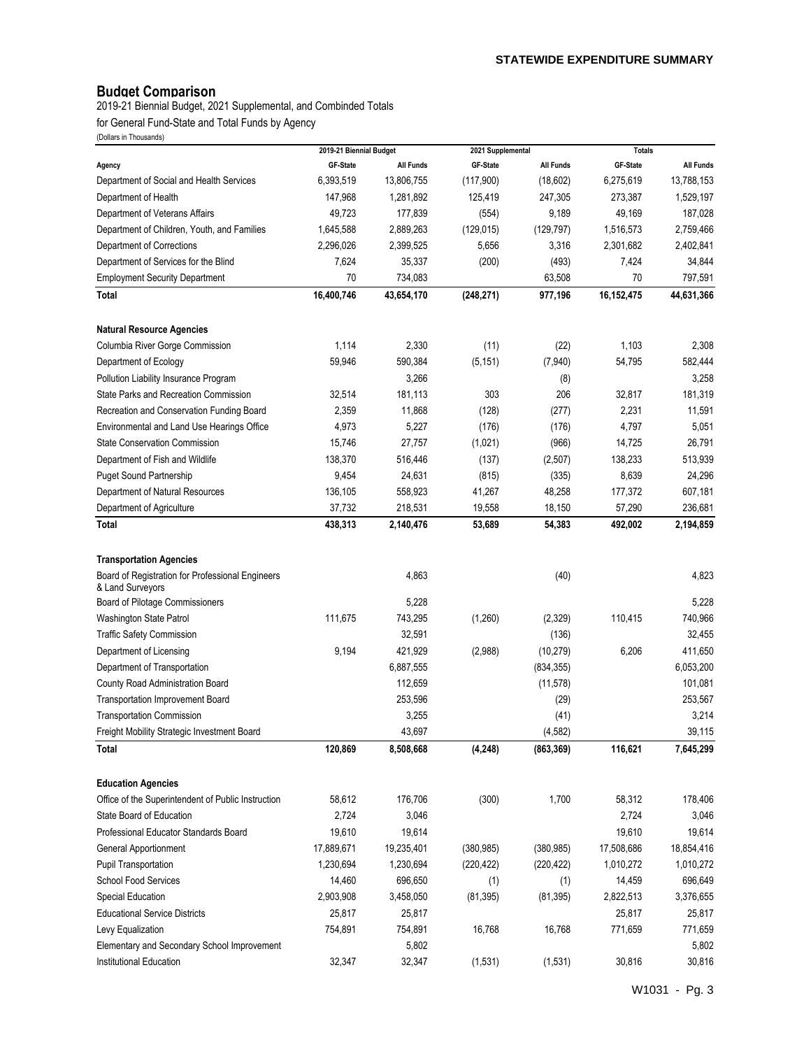**STATEWIDE EXPENDITURE SUMMARY**

## Budget Comparison

2019-21 Biennial Budget, 2021 Supplemental, and Combinded Totals
for General Fund-State and Total Funds by Agency
(Dollars in Thousands)

| Agency | 2019-21 Biennial Budget | | 2021 Supplemental | | Totals | |
|---|---|---|---|---|---|---|
| | GF-State | All Funds | GF-State | All Funds | GF-State | All Funds |
| Department of Social and Health Services | 6,393,519 | 13,806,755 | (117,900) | (18,602) | 6,275,619 | 13,788,153 |
| Department of Health | 147,968 | 1,281,892 | 125,419 | 247,305 | 273,387 | 1,529,197 |
| Department of Veterans Affairs | 49,723 | 177,839 | (554) | 9,189 | 49,169 | 187,028 |
| Department of Children, Youth, and Families | 1,645,588 | 2,889,263 | (129,015) | (129,797) | 1,516,573 | 2,759,466 |
| Department of Corrections | 2,296,026 | 2,399,525 | 5,656 | 3,316 | 2,301,682 | 2,402,841 |
| Department of Services for the Blind | 7,624 | 35,337 | (200) | (493) | 7,424 | 34,844 |
| Employment Security Department | 70 | 734,083 | | 63,508 | 70 | 797,591 |
| **Total** | **16,400,746** | **43,654,170** | **(248,271)** | **977,196** | **16,152,475** | **44,631,366** |
| | | | | | | |
| **Natural Resource Agencies** | | | | | | |
| Columbia River Gorge Commission | 1,114 | 2,330 | (11) | (22) | 1,103 | 2,308 |
| Department of Ecology | 59,946 | 590,384 | (5,151) | (7,940) | 54,795 | 582,444 |
| Pollution Liability Insurance Program | | 3,266 | | (8) | | 3,258 |
| State Parks and Recreation Commission | 32,514 | 181,113 | 303 | 206 | 32,817 | 181,319 |
| Recreation and Conservation Funding Board | 2,359 | 11,868 | (128) | (277) | 2,231 | 11,591 |
| Environmental and Land Use Hearings Office | 4,973 | 5,227 | (176) | (176) | 4,797 | 5,051 |
| State Conservation Commission | 15,746 | 27,757 | (1,021) | (966) | 14,725 | 26,791 |
| Department of Fish and Wildlife | 138,370 | 516,446 | (137) | (2,507) | 138,233 | 513,939 |
| Puget Sound Partnership | 9,454 | 24,631 | (815) | (335) | 8,639 | 24,296 |
| Department of Natural Resources | 136,105 | 558,923 | 41,267 | 48,258 | 177,372 | 607,181 |
| Department of Agriculture | 37,732 | 218,531 | 19,558 | 18,150 | 57,290 | 236,681 |
| **Total** | **438,313** | **2,140,476** | **53,689** | **54,383** | **492,002** | **2,194,859** |
| | | | | | | |
| **Transportation Agencies** | | | | | | |
| Board of Registration for Professional Engineers & Land Surveyors | | 4,863 | | (40) | | 4,823 |
| Board of Pilotage Commissioners | | 5,228 | | | | 5,228 |
| Washington State Patrol | 111,675 | 743,295 | (1,260) | (2,329) | 110,415 | 740,966 |
| Traffic Safety Commission | | 32,591 | | (136) | | 32,455 |
| Department of Licensing | 9,194 | 421,929 | (2,988) | (10,279) | 6,206 | 411,650 |
| Department of Transportation | | 6,887,555 | | (834,355) | | 6,053,200 |
| County Road Administration Board | | 112,659 | | (11,578) | | 101,081 |
| Transportation Improvement Board | | 253,596 | | (29) | | 253,567 |
| Transportation Commission | | 3,255 | | (41) | | 3,214 |
| Freight Mobility Strategic Investment Board | | 43,697 | | (4,582) | | 39,115 |
| **Total** | **120,869** | **8,508,668** | **(4,248)** | **(863,369)** | **116,621** | **7,645,299** |
| | | | | | | |
| **Education Agencies** | | | | | | |
| Office of the Superintendent of Public Instruction | 58,612 | 176,706 | (300) | 1,700 | 58,312 | 178,406 |
| State Board of Education | 2,724 | 3,046 | | | 2,724 | 3,046 |
| Professional Educator Standards Board | 19,610 | 19,614 | | | 19,610 | 19,614 |
| General Apportionment | 17,889,671 | 19,235,401 | (380,985) | (380,985) | 17,508,686 | 18,854,416 |
| Pupil Transportation | 1,230,694 | 1,230,694 | (220,422) | (220,422) | 1,010,272 | 1,010,272 |
| School Food Services | 14,460 | 696,650 | (1) | (1) | 14,459 | 696,649 |
| Special Education | 2,903,908 | 3,458,050 | (81,395) | (81,395) | 2,822,513 | 3,376,655 |
| Educational Service Districts | 25,817 | 25,817 | | | 25,817 | 25,817 |
| Levy Equalization | 754,891 | 754,891 | 16,768 | 16,768 | 771,659 | 771,659 |
| Elementary and Secondary School Improvement | | 5,802 | | | | 5,802 |
| Institutional Education | 32,347 | 32,347 | (1,531) | (1,531) | 30,816 | 30,816 |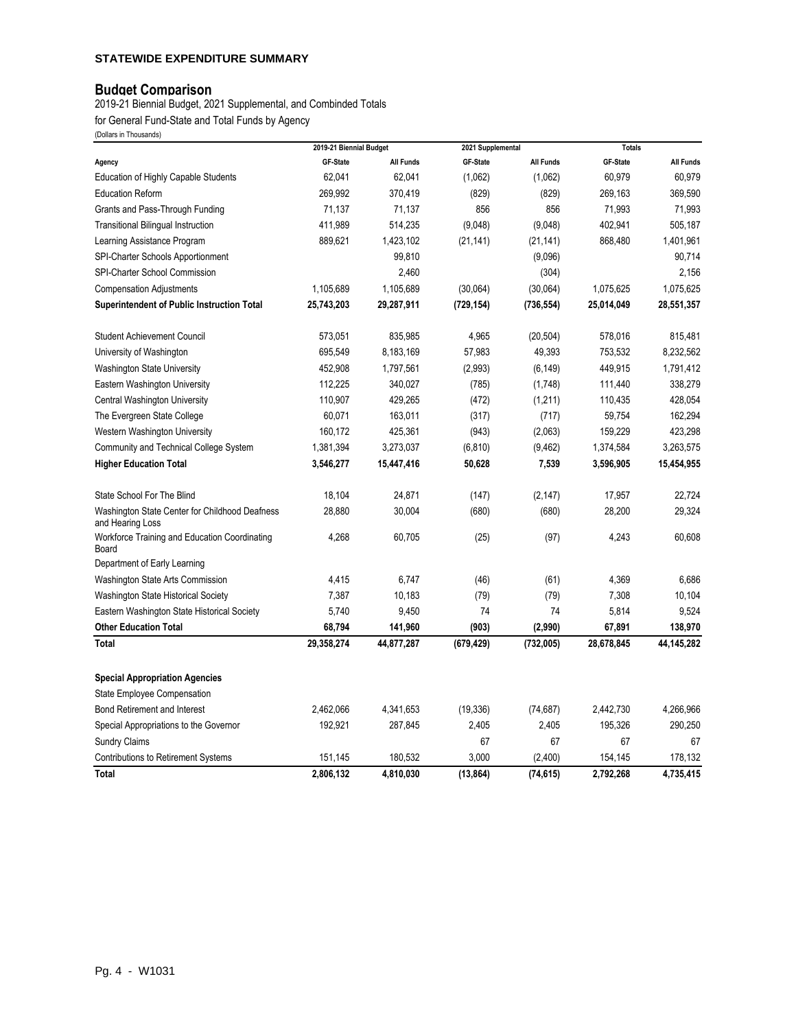**STATEWIDE EXPENDITURE SUMMARY**

## Budget Comparison

2019-21 Biennial Budget, 2021 Supplemental, and Combinded Totals

for General Fund-State and Total Funds by Agency

(Dollars in Thousands)

| | 2019-21 Biennial Budget | | 2021 Supplemental | | Totals | |
|---|---|---|---|---|---|---|
| **Agency** | **GF-State** | **All Funds** | **GF-State** | **All Funds** | **GF-State** | **All Funds** |
| Education of Highly Capable Students | 62,041 | 62,041 | (1,062) | (1,062) | 60,979 | 60,979 |
| Education Reform | 269,992 | 370,419 | (829) | (829) | 269,163 | 369,590 |
| Grants and Pass-Through Funding | 71,137 | 71,137 | 856 | 856 | 71,993 | 71,993 |
| Transitional Bilingual Instruction | 411,989 | 514,235 | (9,048) | (9,048) | 402,941 | 505,187 |
| Learning Assistance Program | 889,621 | 1,423,102 | (21,141) | (21,141) | 868,480 | 1,401,961 |
| SPI-Charter Schools Apportionment | | 99,810 | | (9,096) | | 90,714 |
| SPI-Charter School Commission | | 2,460 | | (304) | | 2,156 |
| Compensation Adjustments | 1,105,689 | 1,105,689 | (30,064) | (30,064) | 1,075,625 | 1,075,625 |
| **Superintendent of Public Instruction Total** | **25,743,203** | **29,287,911** | **(729,154)** | **(736,554)** | **25,014,049** | **28,551,357** |
| | | | | | | |
| Student Achievement Council | 573,051 | 835,985 | 4,965 | (20,504) | 578,016 | 815,481 |
| University of Washington | 695,549 | 8,183,169 | 57,983 | 49,393 | 753,532 | 8,232,562 |
| Washington State University | 452,908 | 1,797,561 | (2,993) | (6,149) | 449,915 | 1,791,412 |
| Eastern Washington University | 112,225 | 340,027 | (785) | (1,748) | 111,440 | 338,279 |
| Central Washington University | 110,907 | 429,265 | (472) | (1,211) | 110,435 | 428,054 |
| The Evergreen State College | 60,071 | 163,011 | (317) | (717) | 59,754 | 162,294 |
| Western Washington University | 160,172 | 425,361 | (943) | (2,063) | 159,229 | 423,298 |
| Community and Technical College System | 1,381,394 | 3,273,037 | (6,810) | (9,462) | 1,374,584 | 3,263,575 |
| **Higher Education Total** | **3,546,277** | **15,447,416** | **50,628** | **7,539** | **3,596,905** | **15,454,955** |
| | | | | | | |
| State School For The Blind | 18,104 | 24,871 | (147) | (2,147) | 17,957 | 22,724 |
| Washington State Center for Childhood Deafness and Hearing Loss | 28,880 | 30,004 | (680) | (680) | 28,200 | 29,324 |
| Workforce Training and Education Coordinating Board | 4,268 | 60,705 | (25) | (97) | 4,243 | 60,608 |
| Department of Early Learning | | | | | | |
| Washington State Arts Commission | 4,415 | 6,747 | (46) | (61) | 4,369 | 6,686 |
| Washington State Historical Society | 7,387 | 10,183 | (79) | (79) | 7,308 | 10,104 |
| Eastern Washington State Historical Society | 5,740 | 9,450 | 74 | 74 | 5,814 | 9,524 |
| **Other Education Total** | **68,794** | **141,960** | **(903)** | **(2,990)** | **67,891** | **138,970** |
| **Total** | **29,358,274** | **44,877,287** | **(679,429)** | **(732,005)** | **28,678,845** | **44,145,282** |
| | | | | | | |
| **Special Appropriation Agencies** | | | | | | |
| State Employee Compensation | | | | | | |
| Bond Retirement and Interest | 2,462,066 | 4,341,653 | (19,336) | (74,687) | 2,442,730 | 4,266,966 |
| Special Appropriations to the Governor | 192,921 | 287,845 | 2,405 | 2,405 | 195,326 | 290,250 |
| Sundry Claims | | | 67 | 67 | 67 | 67 |
| Contributions to Retirement Systems | 151,145 | 180,532 | 3,000 | (2,400) | 154,145 | 178,132 |
| **Total** | **2,806,132** | **4,810,030** | **(13,864)** | **(74,615)** | **2,792,268** | **4,735,415** |